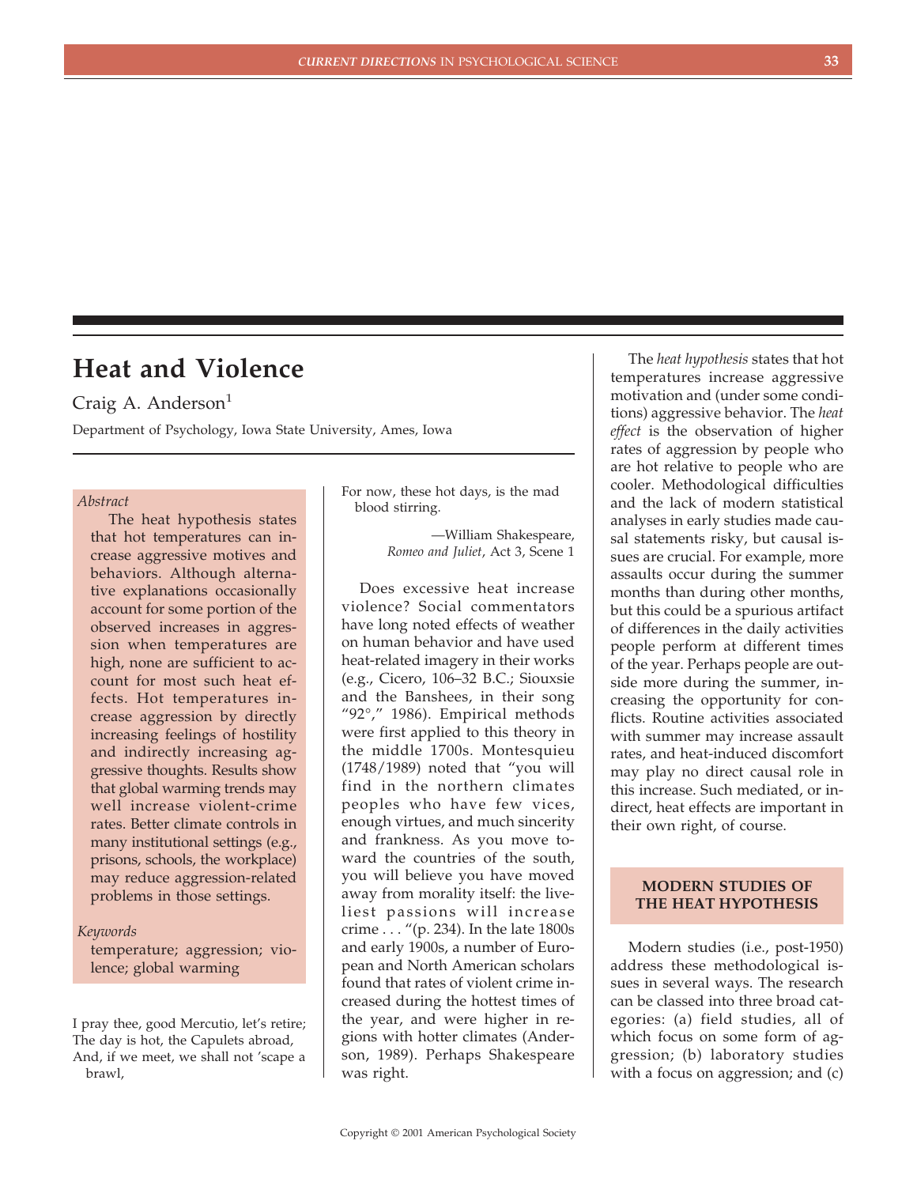# Heat and Violence

Craig A. Anderson[1]

Department of Psychology, Iowa State University, Ames, Iowa

*Abstract*

The heat hypothesis states that hot temperatures can increase aggressive motives and behaviors. Although alternative explanations occasionally account for some portion of the observed increases in aggression when temperatures are high, none are sufficient to account for most such heat effects. Hot temperatures increase aggression by directly increasing feelings of hostility and indirectly increasing aggressive thoughts. Results show that global warming trends may well increase violent-crime rates. Better climate controls in many institutional settings (e.g., prisons, schools, the workplace) may reduce aggression-related problems in those settings.

*Keywords*

temperature; aggression; violence; global warming

I pray thee, good Mercutio, let's retire;
The day is hot, the Capulets abroad,
And, if we meet, we shall not 'scape a brawl,
For now, these hot days, is the mad blood stirring.

—William Shakespeare, *Romeo and Juliet*, Act 3, Scene 1

Does excessive heat increase violence? Social commentators have long noted effects of weather on human behavior and have used heat-related imagery in their works (e.g., Cicero, 106–32 B.C.; Siouxsie and the Banshees, in their song "92°," 1986). Empirical methods were first applied to this theory in the middle 1700s. Montesquieu (1748/1989) noted that "you will find in the northern climates peoples who have few vices, enough virtues, and much sincerity and frankness. As you move toward the countries of the south, you will believe you have moved away from morality itself: the liveliest passions will increase crime . . . "(p. 234). In the late 1800s and early 1900s, a number of European and North American scholars found that rates of violent crime increased during the hottest times of the year, and were higher in regions with hotter climates (Anderson, 1989). Perhaps Shakespeare was right.

The *heat hypothesis* states that hot temperatures increase aggressive motivation and (under some conditions) aggressive behavior. The *heat effect* is the observation of higher rates of aggression by people who are hot relative to people who are cooler. Methodological difficulties and the lack of modern statistical analyses in early studies made causal statements risky, but causal issues are crucial. For example, more assaults occur during the summer months than during other months, but this could be a spurious artifact of differences in the daily activities people perform at different times of the year. Perhaps people are outside more during the summer, increasing the opportunity for conflicts. Routine activities associated with summer may increase assault rates, and heat-induced discomfort may play no direct causal role in this increase. Such mediated, or indirect, heat effects are important in their own right, of course.

## MODERN STUDIES OF THE HEAT HYPOTHESIS

Modern studies (i.e., post-1950) address these methodological issues in several ways. The research can be classed into three broad categories: (a) field studies, all of which focus on some form of aggression; (b) laboratory studies with a focus on aggression; and (c)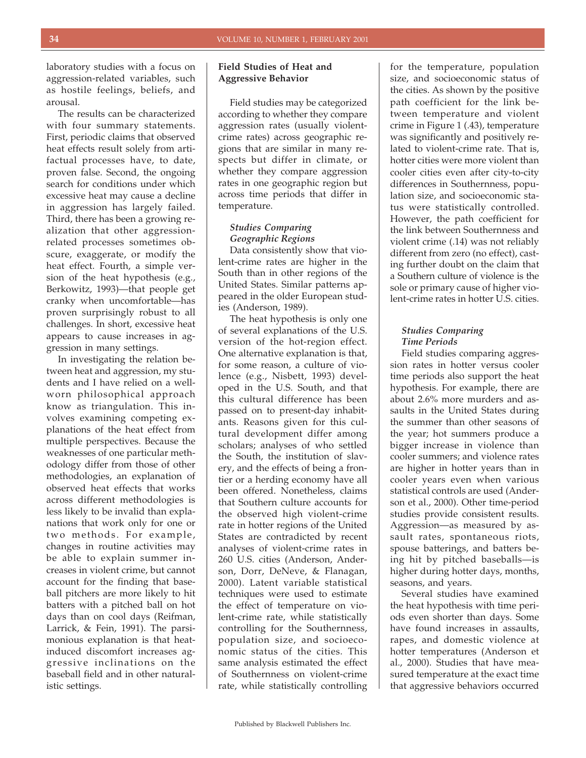laboratory studies with a focus on aggression-related variables, such as hostile feelings, beliefs, and arousal.

The results can be characterized with four summary statements. First, periodic claims that observed heat effects result solely from artifactual processes have, to date, proven false. Second, the ongoing search for conditions under which excessive heat may cause a decline in aggression has largely failed. Third, there has been a growing realization that other aggression-related processes sometimes obscure, exaggerate, or modify the heat effect. Fourth, a simple version of the heat hypothesis (e.g., Berkowitz, 1993)—that people get cranky when uncomfortable—has proven surprisingly robust to all challenges. In short, excessive heat appears to cause increases in aggression in many settings.

In investigating the relation between heat and aggression, my students and I have relied on a well-worn philosophical approach know as triangulation. This involves examining competing explanations of the heat effect from multiple perspectives. Because the weaknesses of one particular methodology differ from those of other methodologies, an explanation of observed heat effects that works across different methodologies is less likely to be invalid than explanations that work only for one or two methods. For example, changes in routine activities may be able to explain summer increases in violent crime, but cannot account for the finding that baseball pitchers are more likely to hit batters with a pitched ball on hot days than on cool days (Reifman, Larrick, & Fein, 1991). The parsimonious explanation is that heat-induced discomfort increases aggressive inclinations on the baseball field and in other naturalistic settings.

## Field Studies of Heat and Aggressive Behavior

Field studies may be categorized according to whether they compare aggression rates (usually violent-crime rates) across geographic regions that are similar in many respects but differ in climate, or whether they compare aggression rates in one geographic region but across time periods that differ in temperature.

### *Studies Comparing Geographic Regions*

Data consistently show that violent-crime rates are higher in the South than in other regions of the United States. Similar patterns appeared in the older European studies (Anderson, 1989).

The heat hypothesis is only one of several explanations of the U.S. version of the hot-region effect. One alternative explanation is that, for some reason, a culture of violence (e.g., Nisbett, 1993) developed in the U.S. South, and that this cultural difference has been passed on to present-day inhabitants. Reasons given for this cultural development differ among scholars; analyses of who settled the South, the institution of slavery, and the effects of being a frontier or a herding economy have all been offered. Nonetheless, claims that Southern culture accounts for the observed high violent-crime rate in hotter regions of the United States are contradicted by recent analyses of violent-crime rates in 260 U.S. cities (Anderson, Anderson, Dorr, DeNeve, & Flanagan, 2000). Latent variable statistical techniques were used to estimate the effect of temperature on violent-crime rate, while statistically controlling for the Southernness, population size, and socioeconomic status of the cities. This same analysis estimated the effect of Southernness on violent-crime rate, while statistically controlling for the temperature, population size, and socioeconomic status of the cities. As shown by the positive path coefficient for the link between temperature and violent crime in Figure 1 (.43), temperature was significantly and positively related to violent-crime rate. That is, hotter cities were more violent than cooler cities even after city-to-city differences in Southernness, population size, and socioeconomic status were statistically controlled. However, the path coefficient for the link between Southernness and violent crime (.14) was not reliably different from zero (no effect), casting further doubt on the claim that a Southern culture of violence is the sole or primary cause of higher violent-crime rates in hotter U.S. cities.

### *Studies Comparing Time Periods*

Field studies comparing aggression rates in hotter versus cooler time periods also support the heat hypothesis. For example, there are about 2.6% more murders and assaults in the United States during the summer than other seasons of the year; hot summers produce a bigger increase in violence than cooler summers; and violence rates are higher in hotter years than in cooler years even when various statistical controls are used (Anderson et al., 2000). Other time-period studies provide consistent results. Aggression—as measured by assault rates, spontaneous riots, spouse batterings, and batters being hit by pitched baseballs—is higher during hotter days, months, seasons, and years.

Several studies have examined the heat hypothesis with time periods even shorter than days. Some have found increases in assaults, rapes, and domestic violence at hotter temperatures (Anderson et al., 2000). Studies that have measured temperature at the exact time that aggressive behaviors occurred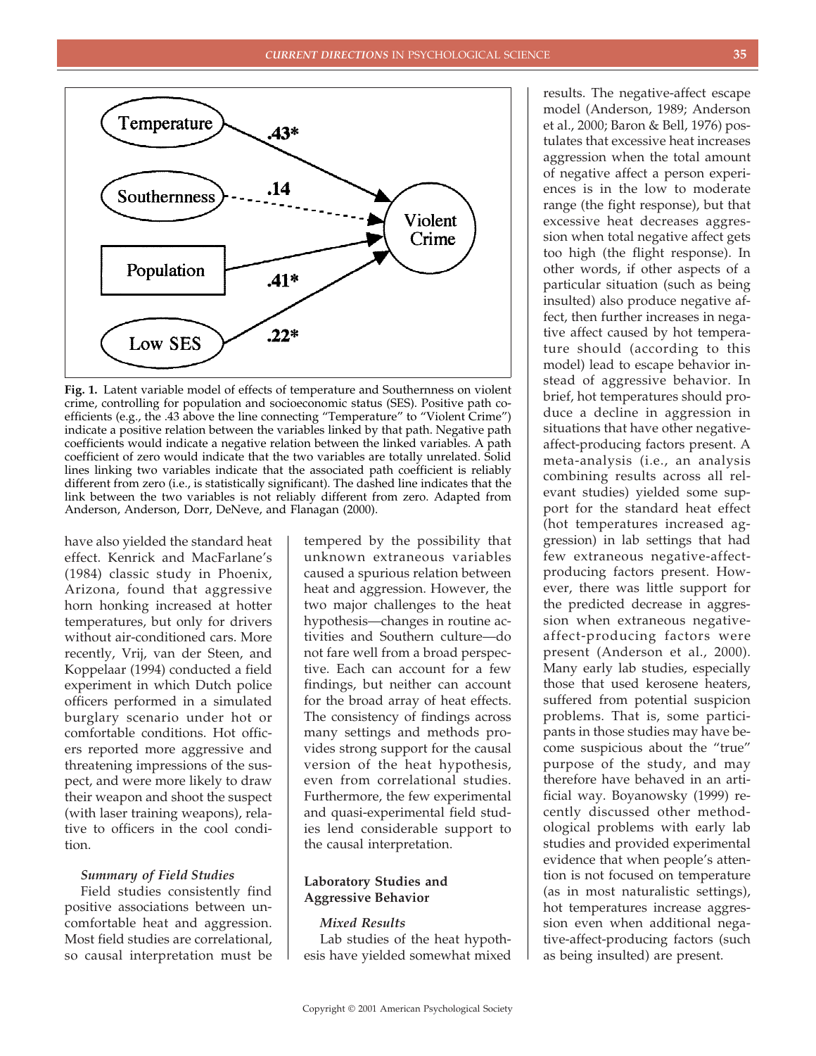Temperature

.43*

Southernness

.14

Violent Crime

Population

.41*

Low SES

.22*

**Fig. 1.** Latent variable model of effects of temperature and Southernness on violent crime, controlling for population and socioeconomic status (SES). Positive path coefficients (e.g., the .43 above the line connecting "Temperature" to "Violent Crime") indicate a positive relation between the variables linked by that path. Negative path coefficients would indicate a negative relation between the linked variables. A path coefficient of zero would indicate that the two variables are totally unrelated. Solid lines linking two variables indicate that the associated path coefficient is reliably different from zero (i.e., is statistically significant). The dashed line indicates that the link between the two variables is not reliably different from zero. Adapted from Anderson, Anderson, Dorr, DeNeve, and Flanagan (2000).

have also yielded the standard heat effect. Kenrick and MacFarlane's (1984) classic study in Phoenix, Arizona, found that aggressive horn honking increased at hotter temperatures, but only for drivers without air-conditioned cars. More recently, Vrij, van der Steen, and Koppelaar (1994) conducted a field experiment in which Dutch police officers performed in a simulated burglary scenario under hot or comfortable conditions. Hot officers reported more aggressive and threatening impressions of the suspect, and were more likely to draw their weapon and shoot the suspect (with laser training weapons), relative to officers in the cool condition.

### *Summary of Field Studies*

Field studies consistently find positive associations between uncomfortable heat and aggression. Most field studies are correlational, so causal interpretation must be tempered by the possibility that unknown extraneous variables caused a spurious relation between heat and aggression. However, the two major challenges to the heat hypothesis—changes in routine activities and Southern culture—do not fare well from a broad perspective. Each can account for a few findings, but neither can account for the broad array of heat effects. The consistency of findings across many settings and methods provides strong support for the causal version of the heat hypothesis, even from correlational studies. Furthermore, the few experimental and quasi-experimental field studies lend considerable support to the causal interpretation.

## Laboratory Studies and Aggressive Behavior

### *Mixed Results*

Lab studies of the heat hypothesis have yielded somewhat mixed results. The negative-affect escape model (Anderson, 1989; Anderson et al., 2000; Baron & Bell, 1976) postulates that excessive heat increases aggression when the total amount of negative affect a person experiences is in the low to moderate range (the fight response), but that excessive heat decreases aggression when total negative affect gets too high (the flight response). In other words, if other aspects of a particular situation (such as being insulted) also produce negative affect, then further increases in negative affect caused by hot temperature should (according to this model) lead to escape behavior instead of aggressive behavior. In brief, hot temperatures should produce a decline in aggression in situations that have other negative-affect-producing factors present. A meta-analysis (i.e., an analysis combining results across all relevant studies) yielded some support for the standard heat effect (hot temperatures increased aggression) in lab settings that had few extraneous negative-affect-producing factors present. However, there was little support for the predicted decrease in aggression when extraneous negative-affect-producing factors were present (Anderson et al., 2000). Many early lab studies, especially those that used kerosene heaters, suffered from potential suspicion problems. That is, some participants in those studies may have become suspicious about the "true" purpose of the study, and may therefore have behaved in an artificial way. Boyanowsky (1999) recently discussed other methodological problems with early lab studies and provided experimental evidence that when people's attention is not focused on temperature (as in most naturalistic settings), hot temperatures increase aggression even when additional negative-affect-producing factors (such as being insulted) are present.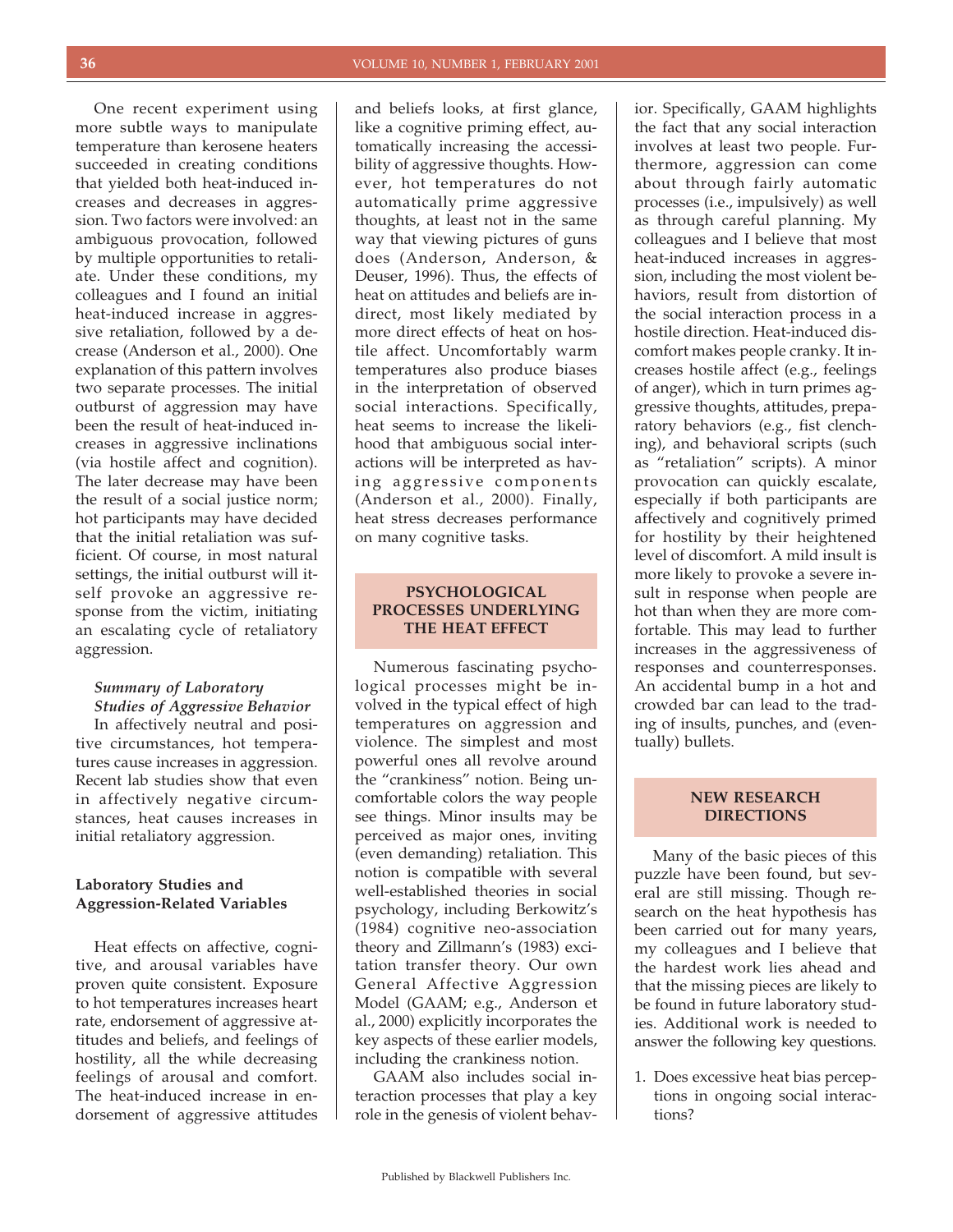One recent experiment using more subtle ways to manipulate temperature than kerosene heaters succeeded in creating conditions that yielded both heat-induced increases and decreases in aggression. Two factors were involved: an ambiguous provocation, followed by multiple opportunities to retaliate. Under these conditions, my colleagues and I found an initial heat-induced increase in aggressive retaliation, followed by a decrease (Anderson et al., 2000). One explanation of this pattern involves two separate processes. The initial outburst of aggression may have been the result of heat-induced increases in aggressive inclinations (via hostile affect and cognition). The later decrease may have been the result of a social justice norm; hot participants may have decided that the initial retaliation was sufficient. Of course, in most natural settings, the initial outburst will itself provoke an aggressive response from the victim, initiating an escalating cycle of retaliatory aggression.

#### *Summary of Laboratory Studies of Aggressive Behavior*

In affectively neutral and positive circumstances, hot temperatures cause increases in aggression. Recent lab studies show that even in affectively negative circumstances, heat causes increases in initial retaliatory aggression.

### Laboratory Studies and Aggression-Related Variables

Heat effects on affective, cognitive, and arousal variables have proven quite consistent. Exposure to hot temperatures increases heart rate, endorsement of aggressive attitudes and beliefs, and feelings of hostility, all the while decreasing feelings of arousal and comfort. The heat-induced increase in endorsement of aggressive attitudes and beliefs looks, at first glance, like a cognitive priming effect, automatically increasing the accessibility of aggressive thoughts. However, hot temperatures do not automatically prime aggressive thoughts, at least not in the same way that viewing pictures of guns does (Anderson, Anderson, & Deuser, 1996). Thus, the effects of heat on attitudes and beliefs are indirect, most likely mediated by more direct effects of heat on hostile affect. Uncomfortably warm temperatures also produce biases in the interpretation of observed social interactions. Specifically, heat seems to increase the likelihood that ambiguous social interactions will be interpreted as having aggressive components (Anderson et al., 2000). Finally, heat stress decreases performance on many cognitive tasks.

## PSYCHOLOGICAL PROCESSES UNDERLYING THE HEAT EFFECT

Numerous fascinating psychological processes might be involved in the typical effect of high temperatures on aggression and violence. The simplest and most powerful ones all revolve around the "crankiness" notion. Being uncomfortable colors the way people see things. Minor insults may be perceived as major ones, inviting (even demanding) retaliation. This notion is compatible with several well-established theories in social psychology, including Berkowitz's (1984) cognitive neo-association theory and Zillmann's (1983) excitation transfer theory. Our own General Affective Aggression Model (GAAM; e.g., Anderson et al., 2000) explicitly incorporates the key aspects of these earlier models, including the crankiness notion.

GAAM also includes social interaction processes that play a key role in the genesis of violent behavior. Specifically, GAAM highlights the fact that any social interaction involves at least two people. Furthermore, aggression can come about through fairly automatic processes (i.e., impulsively) as well as through careful planning. My colleagues and I believe that most heat-induced increases in aggression, including the most violent behaviors, result from distortion of the social interaction process in a hostile direction. Heat-induced discomfort makes people cranky. It increases hostile affect (e.g., feelings of anger), which in turn primes aggressive thoughts, attitudes, preparatory behaviors (e.g., fist clenching), and behavioral scripts (such as "retaliation" scripts). A minor provocation can quickly escalate, especially if both participants are affectively and cognitively primed for hostility by their heightened level of discomfort. A mild insult is more likely to provoke a severe insult in response when people are hot than when they are more comfortable. This may lead to further increases in the aggressiveness of responses and counterresponses. An accidental bump in a hot and crowded bar can lead to the trading of insults, punches, and (eventually) bullets.

## NEW RESEARCH DIRECTIONS

Many of the basic pieces of this puzzle have been found, but several are still missing. Though research on the heat hypothesis has been carried out for many years, my colleagues and I believe that the hardest work lies ahead and that the missing pieces are likely to be found in future laboratory studies. Additional work is needed to answer the following key questions.

1. Does excessive heat bias perceptions in ongoing social interactions?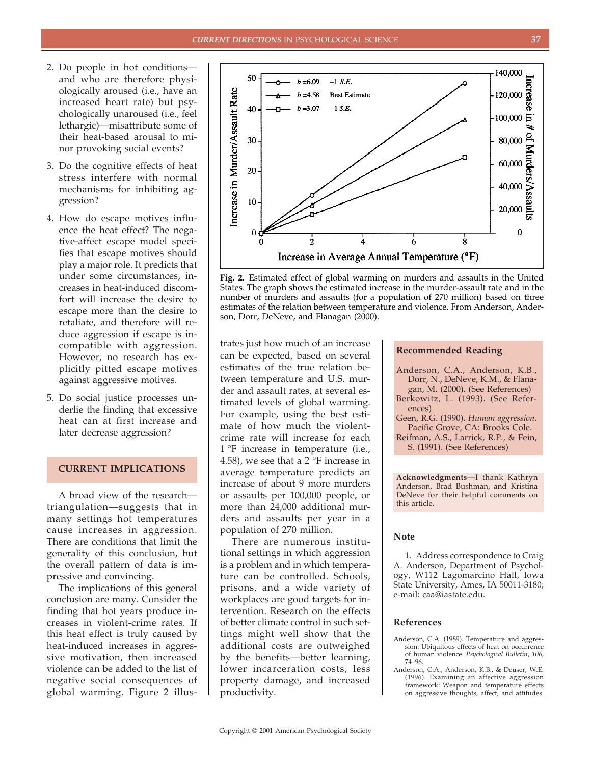2. Do people in hot conditions—and who are therefore physiologically aroused (i.e., have an increased heart rate) but psychologically unaroused (i.e., feel lethargic)—misattribute some of their heat-based arousal to minor provoking social events?
3. Do the cognitive effects of heat stress interfere with normal mechanisms for inhibiting aggression?
4. How do escape motives influence the heat effect? The negative-affect escape model specifies that escape motives should play a major role. It predicts that under some circumstances, increases in heat-induced discomfort will increase the desire to escape more than the desire to retaliate, and therefore will reduce aggression if escape is incompatible with aggression. However, no research has explicitly pitted escape motives against aggressive motives.
5. Do social justice processes underlie the finding that excessive heat can at first increase and later decrease aggression?

## CURRENT IMPLICATIONS

A broad view of the research—triangulation—suggests that in many settings hot temperatures cause increases in aggression. There are conditions that limit the generality of this conclusion, but the overall pattern of data is impressive and convincing.

The implications of this general conclusion are many. Consider the finding that hot years produce increases in violent-crime rates. If this heat effect is truly caused by heat-induced increases in aggressive motivation, then increased violence can be added to the list of negative social consequences of global warming. Figure 2 illustrates just how much of an increase can be expected, based on several estimates of the true relation between temperature and U.S. murder and assault rates, at several estimated levels of global warming. For example, using the best estimate of how much the violent-crime rate will increase for each 1 °F increase in temperature (i.e., 4.58), we see that a 2 °F increase in average temperature predicts an increase of about 9 more murders or assaults per 100,000 people, or more than 24,000 additional murders and assaults per year in a population of 270 million.

**Fig. 2.** Estimated effect of global warming on murders and assaults in the United States. The graph shows the estimated increase in the murder-assault rate and in the number of murders and assaults (for a population of 270 million) based on three estimates of the relation between temperature and violence. From Anderson, Anderson, Dorr, DeNeve, and Flanagan (2000).

There are numerous institutional settings in which aggression is a problem and in which temperature can be controlled. Schools, prisons, and a wide variety of workplaces are good targets for intervention. Research on the effects of better climate control in such settings might well show that the additional costs are outweighed by the benefits—better learning, lower incarceration costs, less property damage, and increased productivity.

## Recommended Reading

Anderson, C.A., Anderson, K.B., Dorr, N., DeNeve, K.M., & Flanagan, M. (2000). (See References)
Berkowitz, L. (1993). (See References)
Geen, R.G. (1990). *Human aggression*. Pacific Grove, CA: Brooks Cole.
Reifman, A.S., Larrick, R.P., & Fein, S. (1991). (See References)

**Acknowledgments—**I thank Kathryn Anderson, Brad Bushman, and Kristina DeNeve for their helpful comments on this article.

## Note

1. Address correspondence to Craig A. Anderson, Department of Psychology, W112 Lagomarcino Hall, Iowa State University, Ames, IA 50011-3180; e-mail: caa@iastate.edu.

## References

Anderson, C.A. (1989). Temperature and aggression: Ubiquitous effects of heat on occurrence of human violence. *Psychological Bulletin*, *106*, 74–96.

Anderson, C.A., Anderson, K.B., & Deuser, W.E. (1996). Examining an affective aggression framework: Weapon and temperature effects on aggressive thoughts, affect, and attitudes.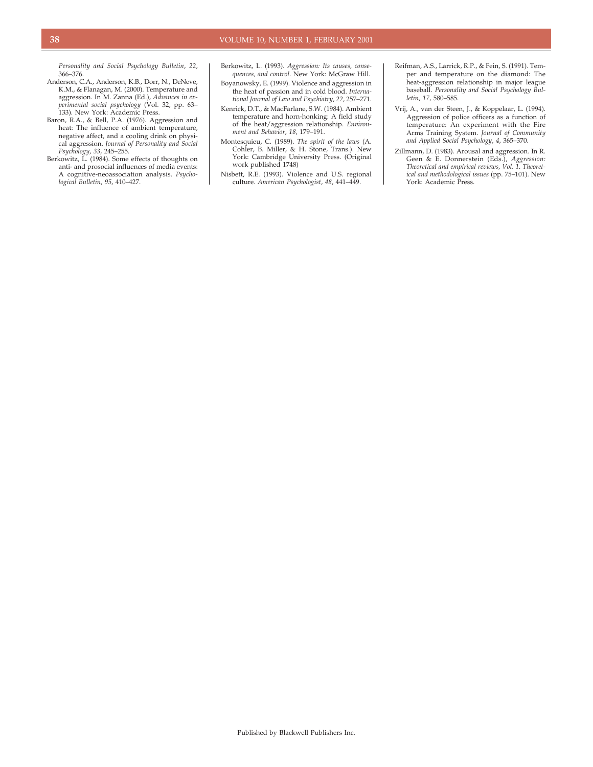*Personality and Social Psychology Bulletin*, *22*, 366–376.

Anderson, C.A., Anderson, K.B., Dorr, N., DeNeve, K.M., & Flanagan, M. (2000). Temperature and aggression. In M. Zanna (Ed.), *Advances in experimental social psychology* (Vol. 32, pp. 63–133). New York: Academic Press.

Baron, R.A., & Bell, P.A. (1976). Aggression and heat: The influence of ambient temperature, negative affect, and a cooling drink on physical aggression. *Journal of Personality and Social Psychology*, *33*, 245–255.

Berkowitz, L. (1984). Some effects of thoughts on anti- and prosocial influences of media events: A cognitive-neoassociation analysis. *Psychological Bulletin*, *95*, 410–427.

Berkowitz, L. (1993). *Aggression: Its causes, consequences, and control*. New York: McGraw Hill.

Boyanowsky, E. (1999). Violence and aggression in the heat of passion and in cold blood. *International Journal of Law and Psychiatry*, *22*, 257–271.

Kenrick, D.T., & MacFarlane, S.W. (1984). Ambient temperature and horn-honking: A field study of the heat/aggression relationship. *Environment and Behavior*, *18*, 179–191.

Montesquieu, C. (1989). *The spirit of the laws* (A. Cohler, B. Miller, & H. Stone, Trans.). New York: Cambridge University Press. (Original work published 1748)

Nisbett, R.E. (1993). Violence and U.S. regional culture. *American Psychologist*, *48*, 441–449.

Reifman, A.S., Larrick, R.P., & Fein, S. (1991). Temper and temperature on the diamond: The heat-aggression relationship in major league baseball. *Personality and Social Psychology Bulletin*, *17*, 580–585.

Vrij, A., van der Steen, J., & Koppelaar, L. (1994). Aggression of police officers as a function of temperature: An experiment with the Fire Arms Training System. *Journal of Community and Applied Social Psychology*, *4*, 365–370.

Zillmann, D. (1983). Arousal and aggression. In R. Geen & E. Donnerstein (Eds.), *Aggression: Theoretical and empirical reviews, Vol. 1. Theoretical and methodological issues* (pp. 75–101). New York: Academic Press.

Published by Blackwell Publishers Inc.